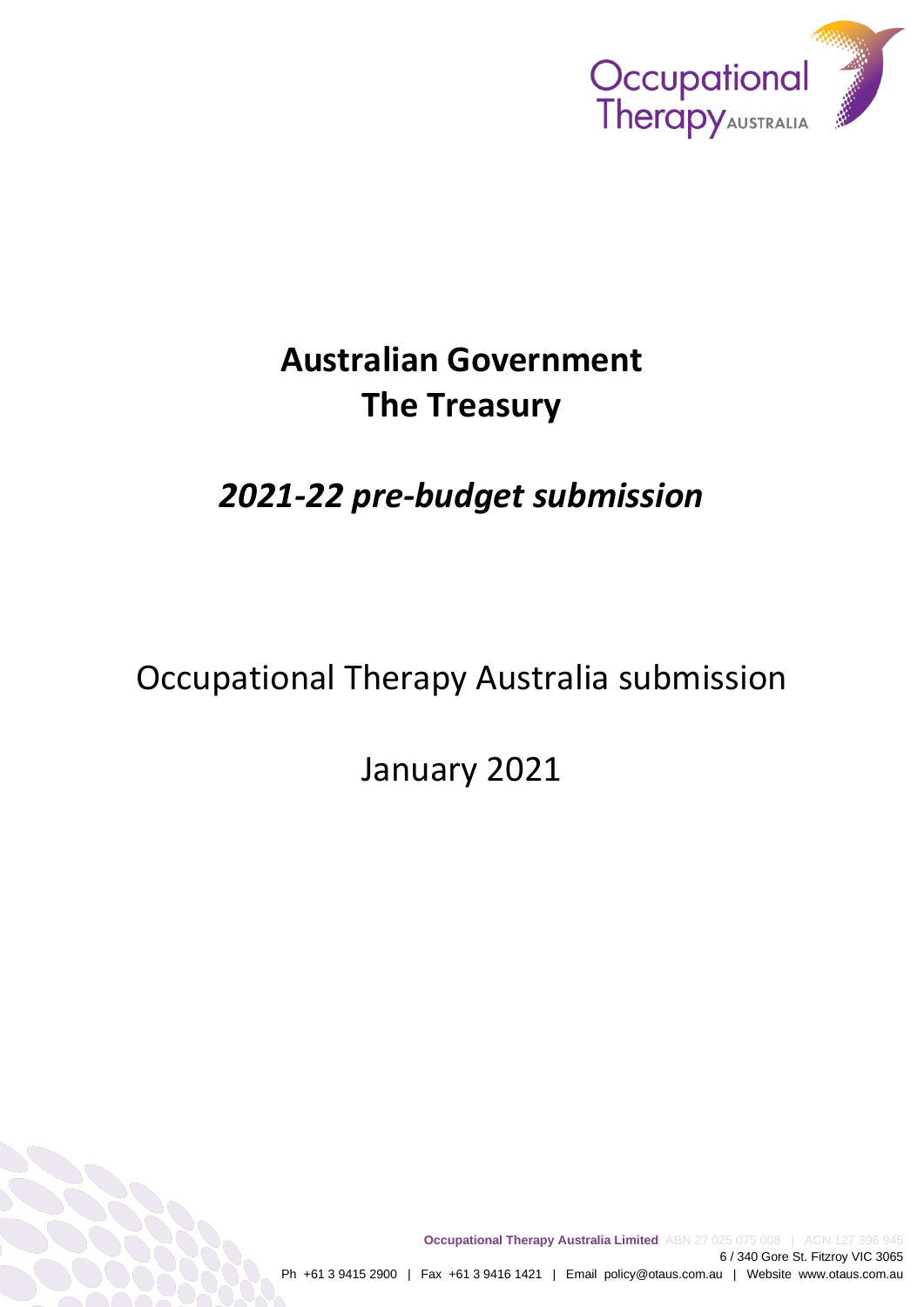# Australian Government
# The Treasury

## *2021-22 pre-budget submission*

Occupational Therapy Australia submission

January 2021

**Occupational Therapy Australia Limited** ABN 27 025 075 008 | ACN 127 396 945
6 / 340 Gore St. Fitzroy VIC 3065
Ph +61 3 9415 2900 | Fax +61 3 9416 1421 | Email policy@otaus.com.au | Website www.otaus.com.au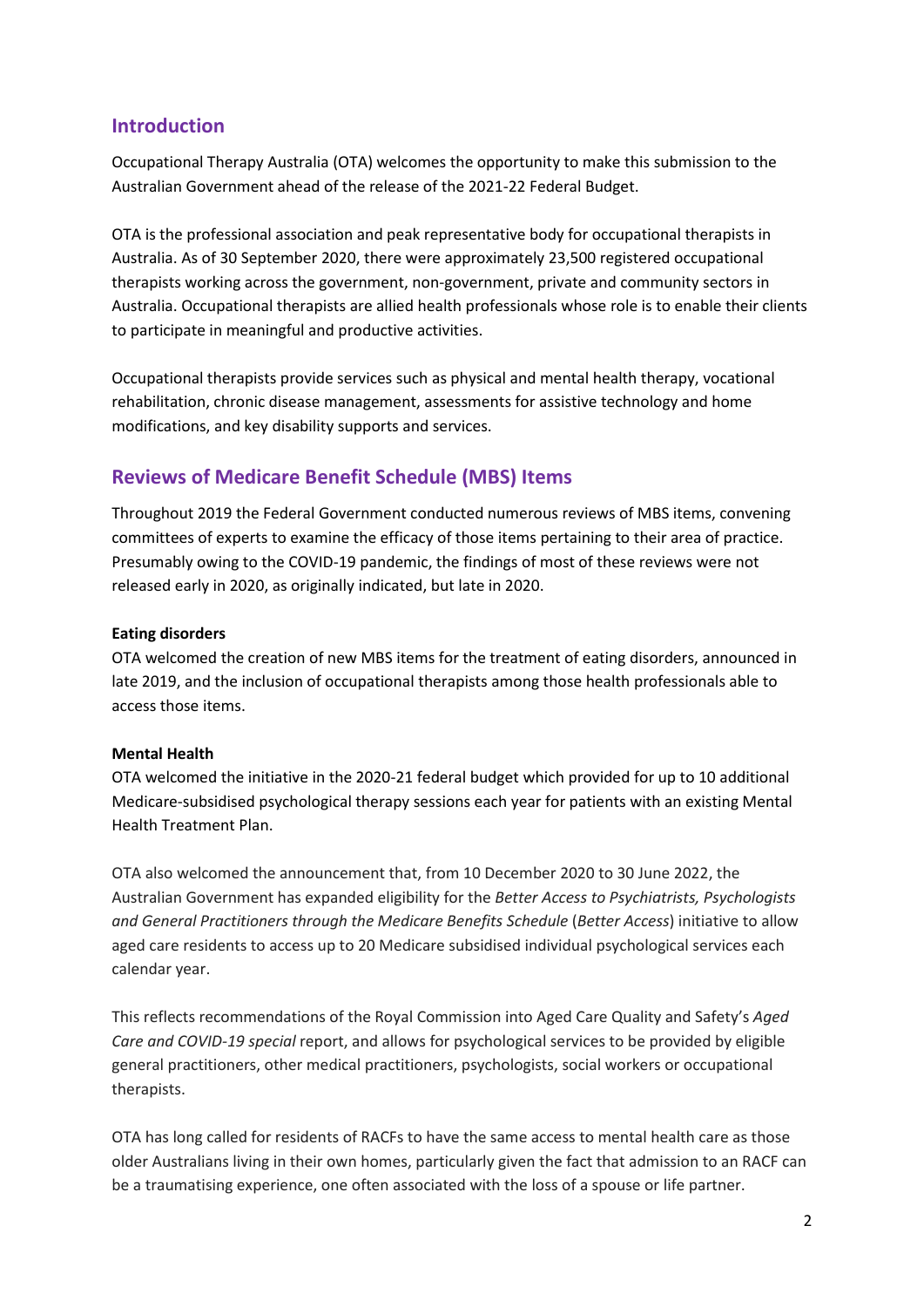## Introduction

Occupational Therapy Australia (OTA) welcomes the opportunity to make this submission to the Australian Government ahead of the release of the 2021-22 Federal Budget.

OTA is the professional association and peak representative body for occupational therapists in Australia. As of 30 September 2020, there were approximately 23,500 registered occupational therapists working across the government, non-government, private and community sectors in Australia. Occupational therapists are allied health professionals whose role is to enable their clients to participate in meaningful and productive activities.

Occupational therapists provide services such as physical and mental health therapy, vocational rehabilitation, chronic disease management, assessments for assistive technology and home modifications, and key disability supports and services.

## Reviews of Medicare Benefit Schedule (MBS) Items

Throughout 2019 the Federal Government conducted numerous reviews of MBS items, convening committees of experts to examine the efficacy of those items pertaining to their area of practice. Presumably owing to the COVID-19 pandemic, the findings of most of these reviews were not released early in 2020, as originally indicated, but late in 2020.

**Eating disorders**

OTA welcomed the creation of new MBS items for the treatment of eating disorders, announced in late 2019, and the inclusion of occupational therapists among those health professionals able to access those items.

**Mental Health**

OTA welcomed the initiative in the 2020-21 federal budget which provided for up to 10 additional Medicare-subsidised psychological therapy sessions each year for patients with an existing Mental Health Treatment Plan.

OTA also welcomed the announcement that, from 10 December 2020 to 30 June 2022, the Australian Government has expanded eligibility for the *Better Access to Psychiatrists, Psychologists and General Practitioners through the Medicare Benefits Schedule* (*Better Access*) initiative to allow aged care residents to access up to 20 Medicare subsidised individual psychological services each calendar year.

This reflects recommendations of the Royal Commission into Aged Care Quality and Safety's *Aged Care and COVID-19 special* report, and allows for psychological services to be provided by eligible general practitioners, other medical practitioners, psychologists, social workers or occupational therapists.

OTA has long called for residents of RACFs to have the same access to mental health care as those older Australians living in their own homes, particularly given the fact that admission to an RACF can be a traumatising experience, one often associated with the loss of a spouse or life partner.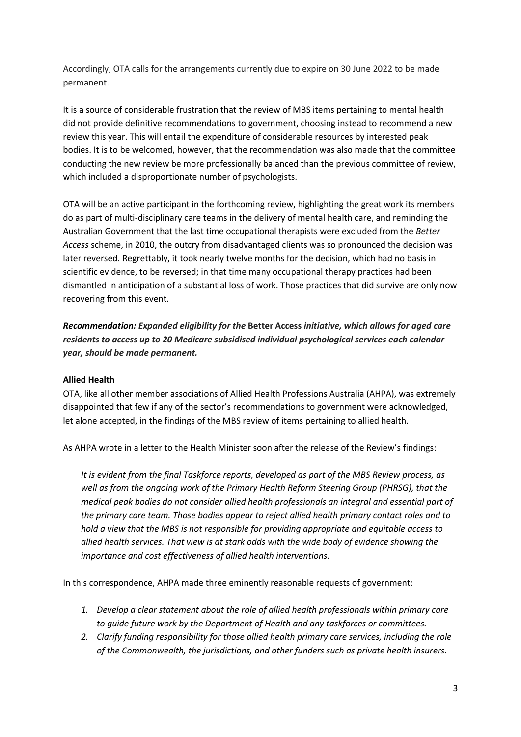Accordingly, OTA calls for the arrangements currently due to expire on 30 June 2022 to be made permanent.

It is a source of considerable frustration that the review of MBS items pertaining to mental health did not provide definitive recommendations to government, choosing instead to recommend a new review this year. This will entail the expenditure of considerable resources by interested peak bodies. It is to be welcomed, however, that the recommendation was also made that the committee conducting the new review be more professionally balanced than the previous committee of review, which included a disproportionate number of psychologists.

OTA will be an active participant in the forthcoming review, highlighting the great work its members do as part of multi-disciplinary care teams in the delivery of mental health care, and reminding the Australian Government that the last time occupational therapists were excluded from the *Better Access* scheme, in 2010, the outcry from disadvantaged clients was so pronounced the decision was later reversed. Regrettably, it took nearly twelve months for the decision, which had no basis in scientific evidence, to be reversed; in that time many occupational therapy practices had been dismantled in anticipation of a substantial loss of work. Those practices that did survive are only now recovering from this event.

***Recommendation: Expanded eligibility for the* Better Access *initiative, which allows for aged care residents to access up to 20 Medicare subsidised individual psychological services each calendar year, should be made permanent.***

**Allied Health**

OTA, like all other member associations of Allied Health Professions Australia (AHPA), was extremely disappointed that few if any of the sector's recommendations to government were acknowledged, let alone accepted, in the findings of the MBS review of items pertaining to allied health.

As AHPA wrote in a letter to the Health Minister soon after the release of the Review's findings:

> *It is evident from the final Taskforce reports, developed as part of the MBS Review process, as well as from the ongoing work of the Primary Health Reform Steering Group (PHRSG), that the medical peak bodies do not consider allied health professionals an integral and essential part of the primary care team. Those bodies appear to reject allied health primary contact roles and to hold a view that the MBS is not responsible for providing appropriate and equitable access to allied health services. That view is at stark odds with the wide body of evidence showing the importance and cost effectiveness of allied health interventions.*

In this correspondence, AHPA made three eminently reasonable requests of government:

1. *Develop a clear statement about the role of allied health professionals within primary care to guide future work by the Department of Health and any taskforces or committees.*
2. *Clarify funding responsibility for those allied health primary care services, including the role of the Commonwealth, the jurisdictions, and other funders such as private health insurers.*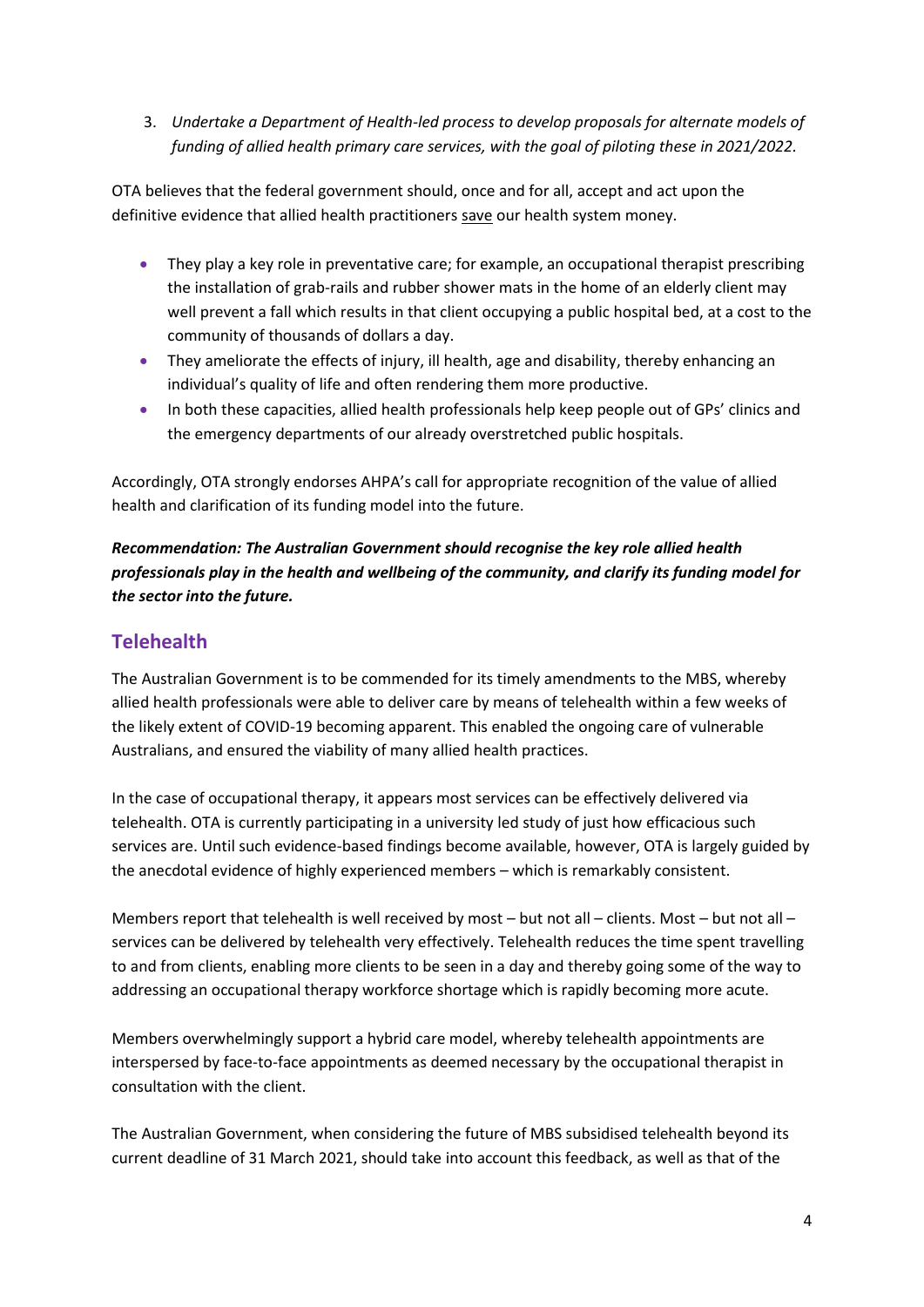3. *Undertake a Department of Health-led process to develop proposals for alternate models of funding of allied health primary care services, with the goal of piloting these in 2021/2022.*

OTA believes that the federal government should, once and for all, accept and act upon the definitive evidence that allied health practitioners <u>save</u> our health system money.

- They play a key role in preventative care; for example, an occupational therapist prescribing the installation of grab-rails and rubber shower mats in the home of an elderly client may well prevent a fall which results in that client occupying a public hospital bed, at a cost to the community of thousands of dollars a day.
- They ameliorate the effects of injury, ill health, age and disability, thereby enhancing an individual's quality of life and often rendering them more productive.
- In both these capacities, allied health professionals help keep people out of GPs' clinics and the emergency departments of our already overstretched public hospitals.

Accordingly, OTA strongly endorses AHPA's call for appropriate recognition of the value of allied health and clarification of its funding model into the future.

***Recommendation: The Australian Government should recognise the key role allied health professionals play in the health and wellbeing of the community, and clarify its funding model for the sector into the future.***

## Telehealth

The Australian Government is to be commended for its timely amendments to the MBS, whereby allied health professionals were able to deliver care by means of telehealth within a few weeks of the likely extent of COVID-19 becoming apparent. This enabled the ongoing care of vulnerable Australians, and ensured the viability of many allied health practices.

In the case of occupational therapy, it appears most services can be effectively delivered via telehealth. OTA is currently participating in a university led study of just how efficacious such services are. Until such evidence-based findings become available, however, OTA is largely guided by the anecdotal evidence of highly experienced members – which is remarkably consistent.

Members report that telehealth is well received by most – but not all – clients. Most – but not all – services can be delivered by telehealth very effectively. Telehealth reduces the time spent travelling to and from clients, enabling more clients to be seen in a day and thereby going some of the way to addressing an occupational therapy workforce shortage which is rapidly becoming more acute.

Members overwhelmingly support a hybrid care model, whereby telehealth appointments are interspersed by face-to-face appointments as deemed necessary by the occupational therapist in consultation with the client.

The Australian Government, when considering the future of MBS subsidised telehealth beyond its current deadline of 31 March 2021, should take into account this feedback, as well as that of the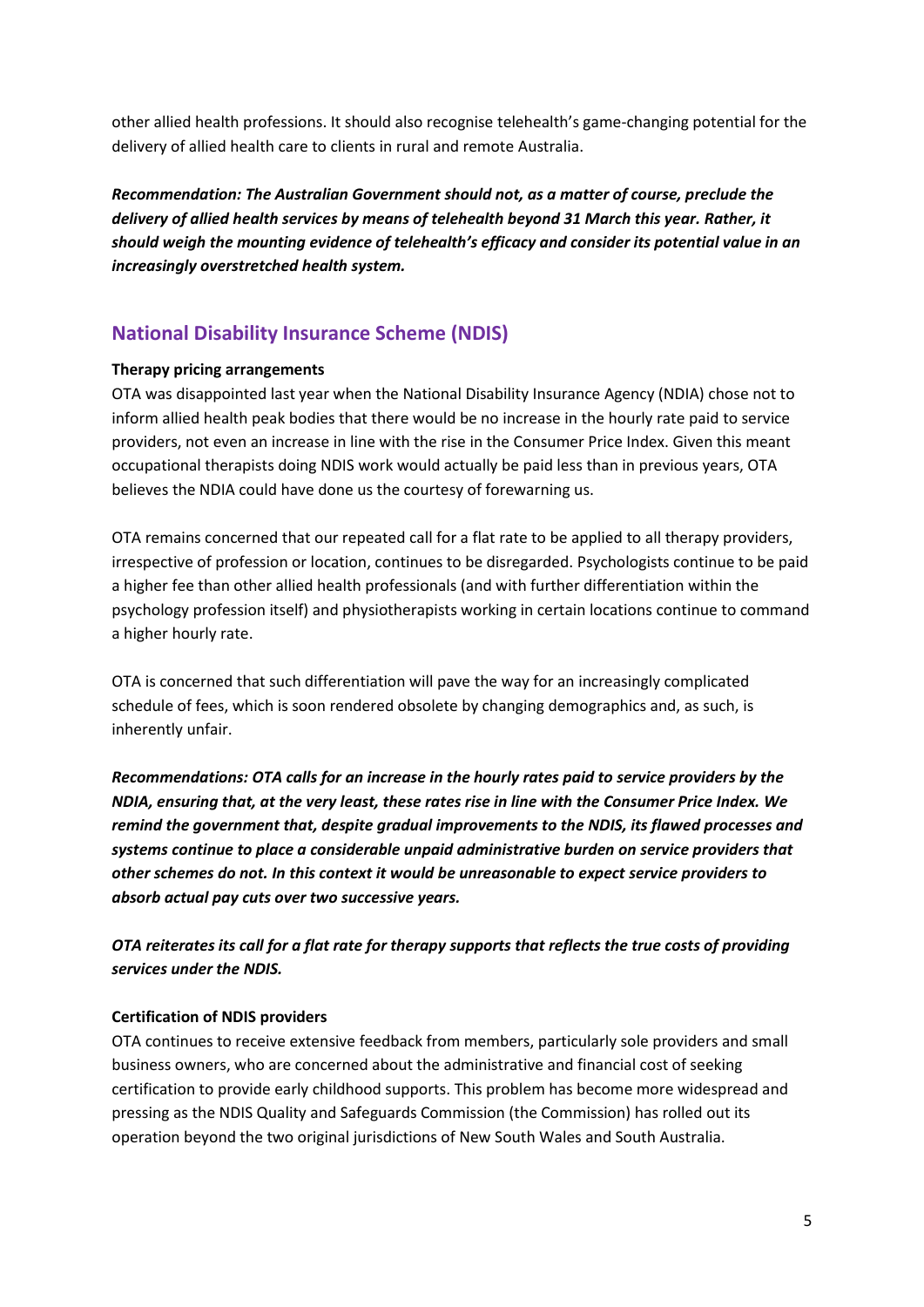other allied health professions. It should also recognise telehealth's game-changing potential for the delivery of allied health care to clients in rural and remote Australia.

***Recommendation: The Australian Government should not, as a matter of course, preclude the delivery of allied health services by means of telehealth beyond 31 March this year. Rather, it should weigh the mounting evidence of telehealth's efficacy and consider its potential value in an increasingly overstretched health system.***

## National Disability Insurance Scheme (NDIS)

**Therapy pricing arrangements**

OTA was disappointed last year when the National Disability Insurance Agency (NDIA) chose not to inform allied health peak bodies that there would be no increase in the hourly rate paid to service providers, not even an increase in line with the rise in the Consumer Price Index. Given this meant occupational therapists doing NDIS work would actually be paid less than in previous years, OTA believes the NDIA could have done us the courtesy of forewarning us.

OTA remains concerned that our repeated call for a flat rate to be applied to all therapy providers, irrespective of profession or location, continues to be disregarded. Psychologists continue to be paid a higher fee than other allied health professionals (and with further differentiation within the psychology profession itself) and physiotherapists working in certain locations continue to command a higher hourly rate.

OTA is concerned that such differentiation will pave the way for an increasingly complicated schedule of fees, which is soon rendered obsolete by changing demographics and, as such, is inherently unfair.

***Recommendations: OTA calls for an increase in the hourly rates paid to service providers by the NDIA, ensuring that, at the very least, these rates rise in line with the Consumer Price Index. We remind the government that, despite gradual improvements to the NDIS, its flawed processes and systems continue to place a considerable unpaid administrative burden on service providers that other schemes do not. In this context it would be unreasonable to expect service providers to absorb actual pay cuts over two successive years.***

***OTA reiterates its call for a flat rate for therapy supports that reflects the true costs of providing services under the NDIS.***

**Certification of NDIS providers**

OTA continues to receive extensive feedback from members, particularly sole providers and small business owners, who are concerned about the administrative and financial cost of seeking certification to provide early childhood supports. This problem has become more widespread and pressing as the NDIS Quality and Safeguards Commission (the Commission) has rolled out its operation beyond the two original jurisdictions of New South Wales and South Australia.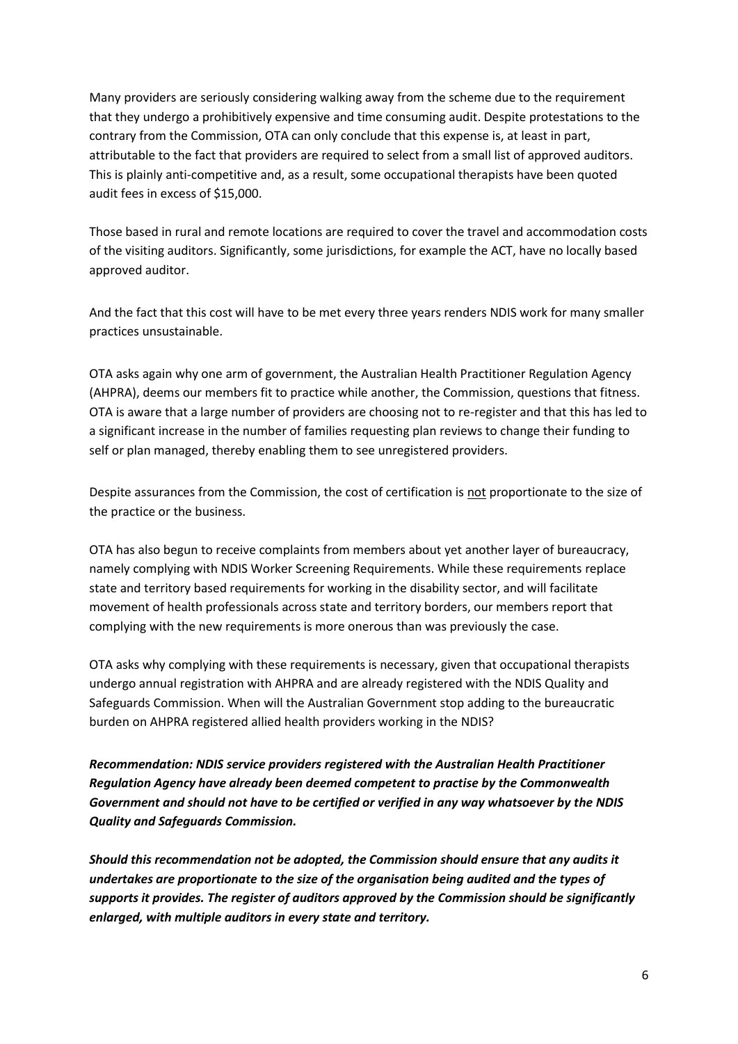Many providers are seriously considering walking away from the scheme due to the requirement that they undergo a prohibitively expensive and time consuming audit. Despite protestations to the contrary from the Commission, OTA can only conclude that this expense is, at least in part, attributable to the fact that providers are required to select from a small list of approved auditors. This is plainly anti-competitive and, as a result, some occupational therapists have been quoted audit fees in excess of $15,000.

Those based in rural and remote locations are required to cover the travel and accommodation costs of the visiting auditors. Significantly, some jurisdictions, for example the ACT, have no locally based approved auditor.

And the fact that this cost will have to be met every three years renders NDIS work for many smaller practices unsustainable.

OTA asks again why one arm of government, the Australian Health Practitioner Regulation Agency (AHPRA), deems our members fit to practice while another, the Commission, questions that fitness. OTA is aware that a large number of providers are choosing not to re-register and that this has led to a significant increase in the number of families requesting plan reviews to change their funding to self or plan managed, thereby enabling them to see unregistered providers.

Despite assurances from the Commission, the cost of certification is <u>not</u> proportionate to the size of the practice or the business.

OTA has also begun to receive complaints from members about yet another layer of bureaucracy, namely complying with NDIS Worker Screening Requirements. While these requirements replace state and territory based requirements for working in the disability sector, and will facilitate movement of health professionals across state and territory borders, our members report that complying with the new requirements is more onerous than was previously the case.

OTA asks why complying with these requirements is necessary, given that occupational therapists undergo annual registration with AHPRA and are already registered with the NDIS Quality and Safeguards Commission. When will the Australian Government stop adding to the bureaucratic burden on AHPRA registered allied health providers working in the NDIS?

***Recommendation: NDIS service providers registered with the Australian Health Practitioner Regulation Agency have already been deemed competent to practise by the Commonwealth Government and should not have to be certified or verified in any way whatsoever by the NDIS Quality and Safeguards Commission.***

***Should this recommendation not be adopted, the Commission should ensure that any audits it undertakes are proportionate to the size of the organisation being audited and the types of supports it provides. The register of auditors approved by the Commission should be significantly enlarged, with multiple auditors in every state and territory.***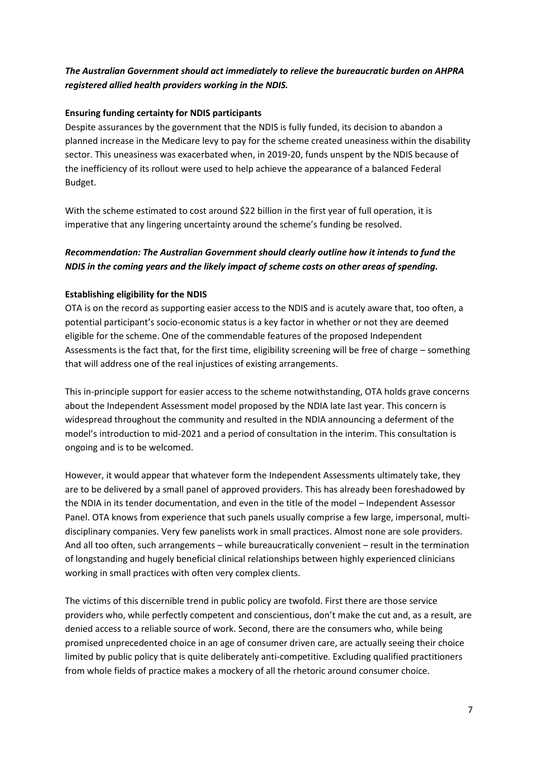***The Australian Government should act immediately to relieve the bureaucratic burden on AHPRA registered allied health providers working in the NDIS.***

**Ensuring funding certainty for NDIS participants**

Despite assurances by the government that the NDIS is fully funded, its decision to abandon a planned increase in the Medicare levy to pay for the scheme created uneasiness within the disability sector. This uneasiness was exacerbated when, in 2019-20, funds unspent by the NDIS because of the inefficiency of its rollout were used to help achieve the appearance of a balanced Federal Budget.

With the scheme estimated to cost around $22 billion in the first year of full operation, it is imperative that any lingering uncertainty around the scheme's funding be resolved.

***Recommendation: The Australian Government should clearly outline how it intends to fund the NDIS in the coming years and the likely impact of scheme costs on other areas of spending.***

**Establishing eligibility for the NDIS**

OTA is on the record as supporting easier access to the NDIS and is acutely aware that, too often, a potential participant's socio-economic status is a key factor in whether or not they are deemed eligible for the scheme. One of the commendable features of the proposed Independent Assessments is the fact that, for the first time, eligibility screening will be free of charge – something that will address one of the real injustices of existing arrangements.

This in-principle support for easier access to the scheme notwithstanding, OTA holds grave concerns about the Independent Assessment model proposed by the NDIA late last year. This concern is widespread throughout the community and resulted in the NDIA announcing a deferment of the model's introduction to mid-2021 and a period of consultation in the interim. This consultation is ongoing and is to be welcomed.

However, it would appear that whatever form the Independent Assessments ultimately take, they are to be delivered by a small panel of approved providers. This has already been foreshadowed by the NDIA in its tender documentation, and even in the title of the model – Independent Assessor Panel. OTA knows from experience that such panels usually comprise a few large, impersonal, multi-disciplinary companies. Very few panelists work in small practices. Almost none are sole providers. And all too often, such arrangements – while bureaucratically convenient – result in the termination of longstanding and hugely beneficial clinical relationships between highly experienced clinicians working in small practices with often very complex clients.

The victims of this discernible trend in public policy are twofold. First there are those service providers who, while perfectly competent and conscientious, don't make the cut and, as a result, are denied access to a reliable source of work. Second, there are the consumers who, while being promised unprecedented choice in an age of consumer driven care, are actually seeing their choice limited by public policy that is quite deliberately anti-competitive. Excluding qualified practitioners from whole fields of practice makes a mockery of all the rhetoric around consumer choice.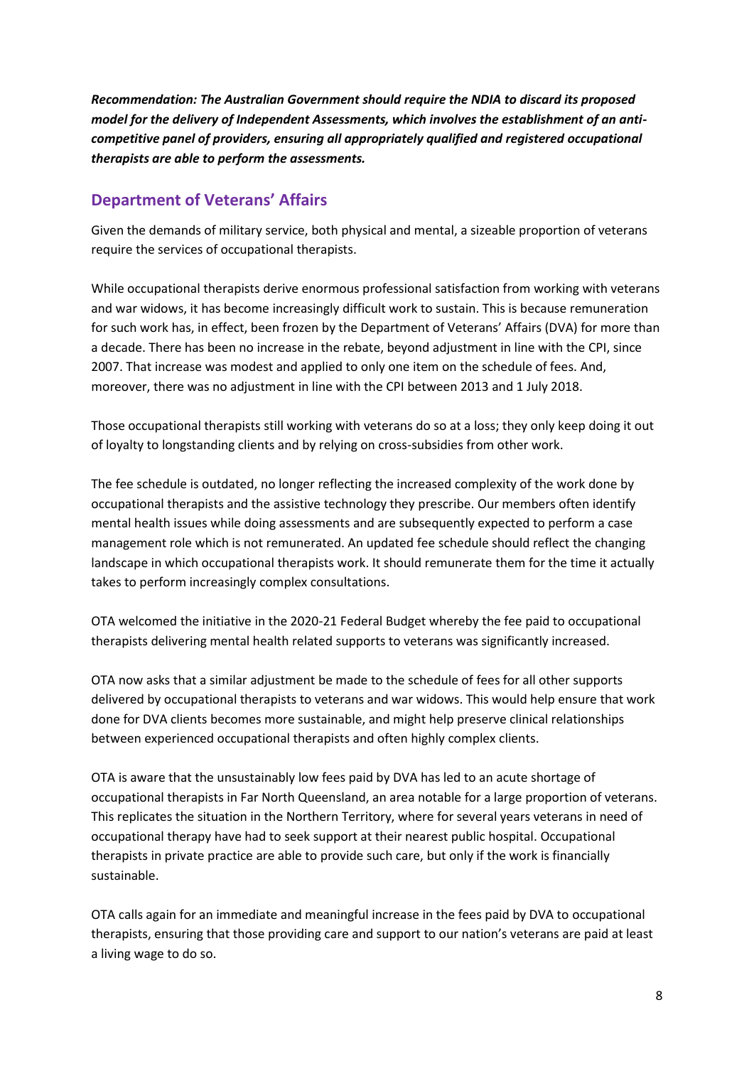***Recommendation: The Australian Government should require the NDIA to discard its proposed model for the delivery of Independent Assessments, which involves the establishment of an anti-competitive panel of providers, ensuring all appropriately qualified and registered occupational therapists are able to perform the assessments.***

## Department of Veterans' Affairs

Given the demands of military service, both physical and mental, a sizeable proportion of veterans require the services of occupational therapists.

While occupational therapists derive enormous professional satisfaction from working with veterans and war widows, it has become increasingly difficult work to sustain. This is because remuneration for such work has, in effect, been frozen by the Department of Veterans' Affairs (DVA) for more than a decade. There has been no increase in the rebate, beyond adjustment in line with the CPI, since 2007. That increase was modest and applied to only one item on the schedule of fees. And, moreover, there was no adjustment in line with the CPI between 2013 and 1 July 2018.

Those occupational therapists still working with veterans do so at a loss; they only keep doing it out of loyalty to longstanding clients and by relying on cross-subsidies from other work.

The fee schedule is outdated, no longer reflecting the increased complexity of the work done by occupational therapists and the assistive technology they prescribe. Our members often identify mental health issues while doing assessments and are subsequently expected to perform a case management role which is not remunerated. An updated fee schedule should reflect the changing landscape in which occupational therapists work. It should remunerate them for the time it actually takes to perform increasingly complex consultations.

OTA welcomed the initiative in the 2020-21 Federal Budget whereby the fee paid to occupational therapists delivering mental health related supports to veterans was significantly increased.

OTA now asks that a similar adjustment be made to the schedule of fees for all other supports delivered by occupational therapists to veterans and war widows. This would help ensure that work done for DVA clients becomes more sustainable, and might help preserve clinical relationships between experienced occupational therapists and often highly complex clients.

OTA is aware that the unsustainably low fees paid by DVA has led to an acute shortage of occupational therapists in Far North Queensland, an area notable for a large proportion of veterans. This replicates the situation in the Northern Territory, where for several years veterans in need of occupational therapy have had to seek support at their nearest public hospital. Occupational therapists in private practice are able to provide such care, but only if the work is financially sustainable.

OTA calls again for an immediate and meaningful increase in the fees paid by DVA to occupational therapists, ensuring that those providing care and support to our nation's veterans are paid at least a living wage to do so.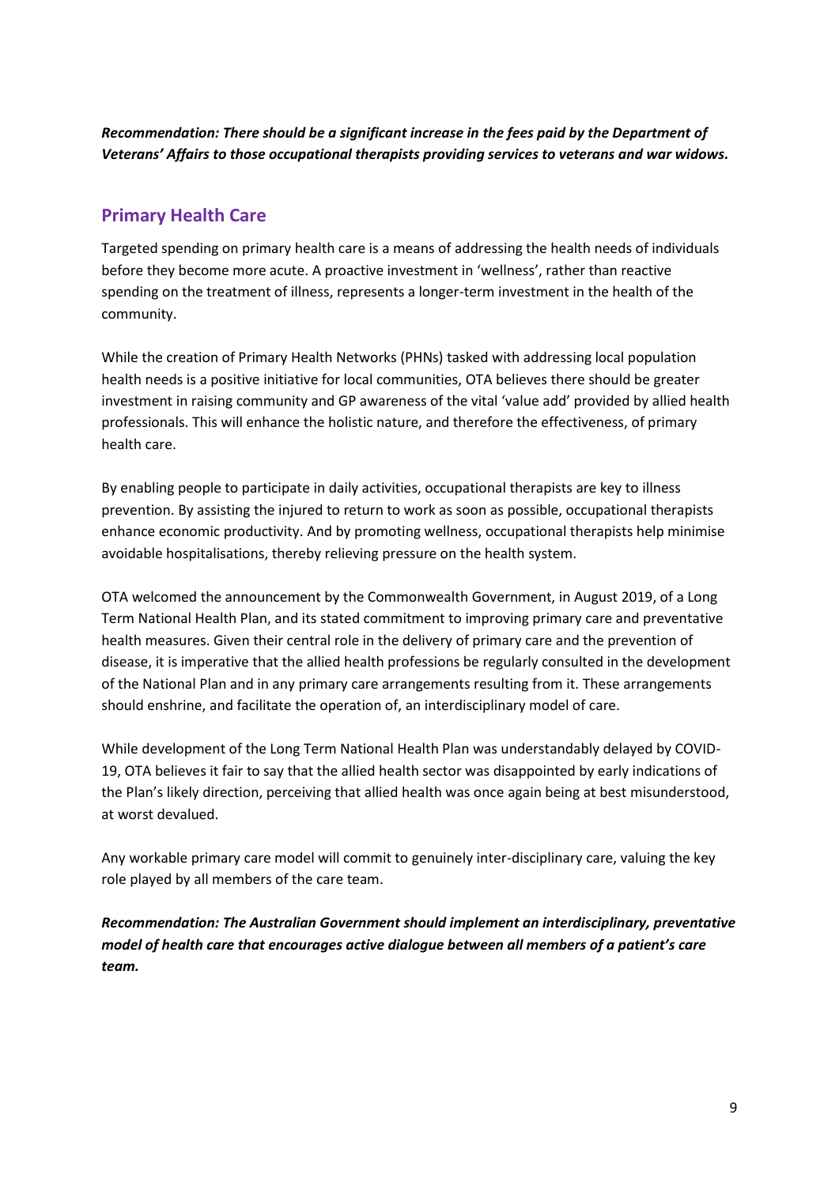***Recommendation: There should be a significant increase in the fees paid by the Department of Veterans' Affairs to those occupational therapists providing services to veterans and war widows.***

## Primary Health Care

Targeted spending on primary health care is a means of addressing the health needs of individuals before they become more acute. A proactive investment in 'wellness', rather than reactive spending on the treatment of illness, represents a longer-term investment in the health of the community.

While the creation of Primary Health Networks (PHNs) tasked with addressing local population health needs is a positive initiative for local communities, OTA believes there should be greater investment in raising community and GP awareness of the vital 'value add' provided by allied health professionals. This will enhance the holistic nature, and therefore the effectiveness, of primary health care.

By enabling people to participate in daily activities, occupational therapists are key to illness prevention. By assisting the injured to return to work as soon as possible, occupational therapists enhance economic productivity. And by promoting wellness, occupational therapists help minimise avoidable hospitalisations, thereby relieving pressure on the health system.

OTA welcomed the announcement by the Commonwealth Government, in August 2019, of a Long Term National Health Plan, and its stated commitment to improving primary care and preventative health measures. Given their central role in the delivery of primary care and the prevention of disease, it is imperative that the allied health professions be regularly consulted in the development of the National Plan and in any primary care arrangements resulting from it. These arrangements should enshrine, and facilitate the operation of, an interdisciplinary model of care.

While development of the Long Term National Health Plan was understandably delayed by COVID-19, OTA believes it fair to say that the allied health sector was disappointed by early indications of the Plan's likely direction, perceiving that allied health was once again being at best misunderstood, at worst devalued.

Any workable primary care model will commit to genuinely inter-disciplinary care, valuing the key role played by all members of the care team.

***Recommendation: The Australian Government should implement an interdisciplinary, preventative model of health care that encourages active dialogue between all members of a patient's care team.***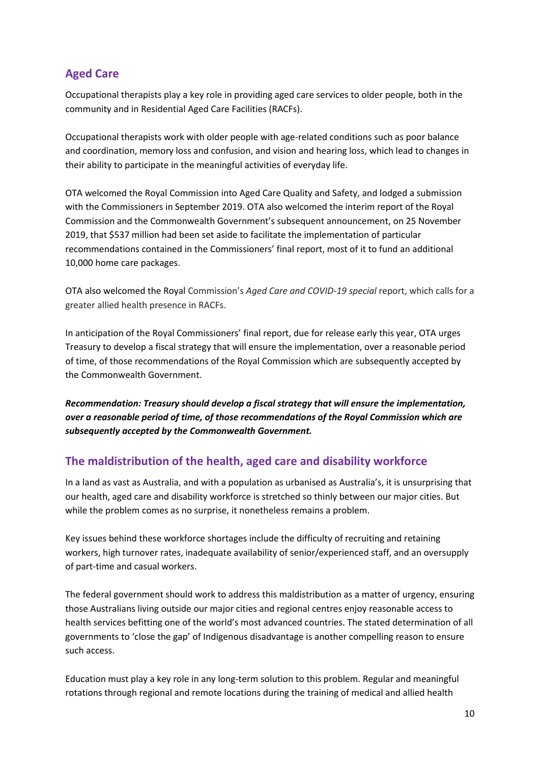## Aged Care

Occupational therapists play a key role in providing aged care services to older people, both in the community and in Residential Aged Care Facilities (RACFs).

Occupational therapists work with older people with age-related conditions such as poor balance and coordination, memory loss and confusion, and vision and hearing loss, which lead to changes in their ability to participate in the meaningful activities of everyday life.

OTA welcomed the Royal Commission into Aged Care Quality and Safety, and lodged a submission with the Commissioners in September 2019. OTA also welcomed the interim report of the Royal Commission and the Commonwealth Government's subsequent announcement, on 25 November 2019, that $537 million had been set aside to facilitate the implementation of particular recommendations contained in the Commissioners' final report, most of it to fund an additional 10,000 home care packages.

OTA also welcomed the Royal Commission's *Aged Care and COVID-19 special* report, which calls for a greater allied health presence in RACFs.

In anticipation of the Royal Commissioners' final report, due for release early this year, OTA urges Treasury to develop a fiscal strategy that will ensure the implementation, over a reasonable period of time, of those recommendations of the Royal Commission which are subsequently accepted by the Commonwealth Government.

***Recommendation: Treasury should develop a fiscal strategy that will ensure the implementation, over a reasonable period of time, of those recommendations of the Royal Commission which are subsequently accepted by the Commonwealth Government.***

## The maldistribution of the health, aged care and disability workforce

In a land as vast as Australia, and with a population as urbanised as Australia's, it is unsurprising that our health, aged care and disability workforce is stretched so thinly between our major cities. But while the problem comes as no surprise, it nonetheless remains a problem.

Key issues behind these workforce shortages include the difficulty of recruiting and retaining workers, high turnover rates, inadequate availability of senior/experienced staff, and an oversupply of part-time and casual workers.

The federal government should work to address this maldistribution as a matter of urgency, ensuring those Australians living outside our major cities and regional centres enjoy reasonable access to health services befitting one of the world's most advanced countries. The stated determination of all governments to 'close the gap' of Indigenous disadvantage is another compelling reason to ensure such access.

Education must play a key role in any long-term solution to this problem. Regular and meaningful rotations through regional and remote locations during the training of medical and allied health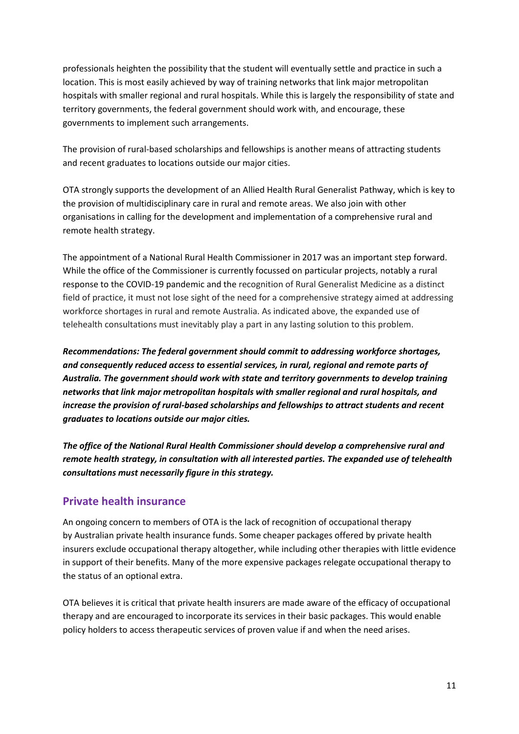professionals heighten the possibility that the student will eventually settle and practice in such a location. This is most easily achieved by way of training networks that link major metropolitan hospitals with smaller regional and rural hospitals. While this is largely the responsibility of state and territory governments, the federal government should work with, and encourage, these governments to implement such arrangements.

The provision of rural-based scholarships and fellowships is another means of attracting students and recent graduates to locations outside our major cities.

OTA strongly supports the development of an Allied Health Rural Generalist Pathway, which is key to the provision of multidisciplinary care in rural and remote areas. We also join with other organisations in calling for the development and implementation of a comprehensive rural and remote health strategy.

The appointment of a National Rural Health Commissioner in 2017 was an important step forward. While the office of the Commissioner is currently focussed on particular projects, notably a rural response to the COVID-19 pandemic and the recognition of Rural Generalist Medicine as a distinct field of practice, it must not lose sight of the need for a comprehensive strategy aimed at addressing workforce shortages in rural and remote Australia. As indicated above, the expanded use of telehealth consultations must inevitably play a part in any lasting solution to this problem.

***Recommendations: The federal government should commit to addressing workforce shortages, and consequently reduced access to essential services, in rural, regional and remote parts of Australia. The government should work with state and territory governments to develop training networks that link major metropolitan hospitals with smaller regional and rural hospitals, and increase the provision of rural-based scholarships and fellowships to attract students and recent graduates to locations outside our major cities.***

***The office of the National Rural Health Commissioner should develop a comprehensive rural and remote health strategy, in consultation with all interested parties. The expanded use of telehealth consultations must necessarily figure in this strategy.***

## Private health insurance

An ongoing concern to members of OTA is the lack of recognition of occupational therapy by Australian private health insurance funds. Some cheaper packages offered by private health insurers exclude occupational therapy altogether, while including other therapies with little evidence in support of their benefits. Many of the more expensive packages relegate occupational therapy to the status of an optional extra.

OTA believes it is critical that private health insurers are made aware of the efficacy of occupational therapy and are encouraged to incorporate its services in their basic packages. This would enable policy holders to access therapeutic services of proven value if and when the need arises.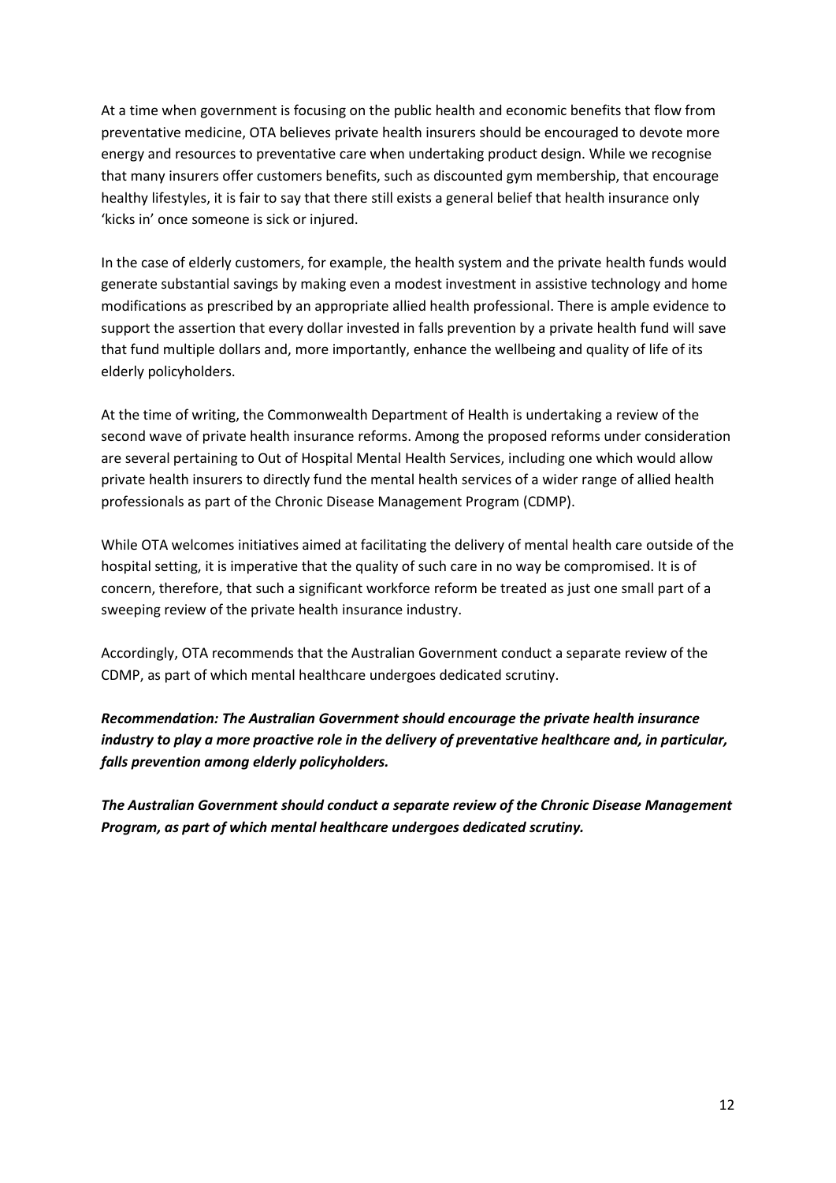At a time when government is focusing on the public health and economic benefits that flow from preventative medicine, OTA believes private health insurers should be encouraged to devote more energy and resources to preventative care when undertaking product design. While we recognise that many insurers offer customers benefits, such as discounted gym membership, that encourage healthy lifestyles, it is fair to say that there still exists a general belief that health insurance only 'kicks in' once someone is sick or injured.

In the case of elderly customers, for example, the health system and the private health funds would generate substantial savings by making even a modest investment in assistive technology and home modifications as prescribed by an appropriate allied health professional. There is ample evidence to support the assertion that every dollar invested in falls prevention by a private health fund will save that fund multiple dollars and, more importantly, enhance the wellbeing and quality of life of its elderly policyholders.

At the time of writing, the Commonwealth Department of Health is undertaking a review of the second wave of private health insurance reforms. Among the proposed reforms under consideration are several pertaining to Out of Hospital Mental Health Services, including one which would allow private health insurers to directly fund the mental health services of a wider range of allied health professionals as part of the Chronic Disease Management Program (CDMP).

While OTA welcomes initiatives aimed at facilitating the delivery of mental health care outside of the hospital setting, it is imperative that the quality of such care in no way be compromised. It is of concern, therefore, that such a significant workforce reform be treated as just one small part of a sweeping review of the private health insurance industry.

Accordingly, OTA recommends that the Australian Government conduct a separate review of the CDMP, as part of which mental healthcare undergoes dedicated scrutiny.

***Recommendation: The Australian Government should encourage the private health insurance industry to play a more proactive role in the delivery of preventative healthcare and, in particular, falls prevention among elderly policyholders.***

***The Australian Government should conduct a separate review of the Chronic Disease Management Program, as part of which mental healthcare undergoes dedicated scrutiny.***